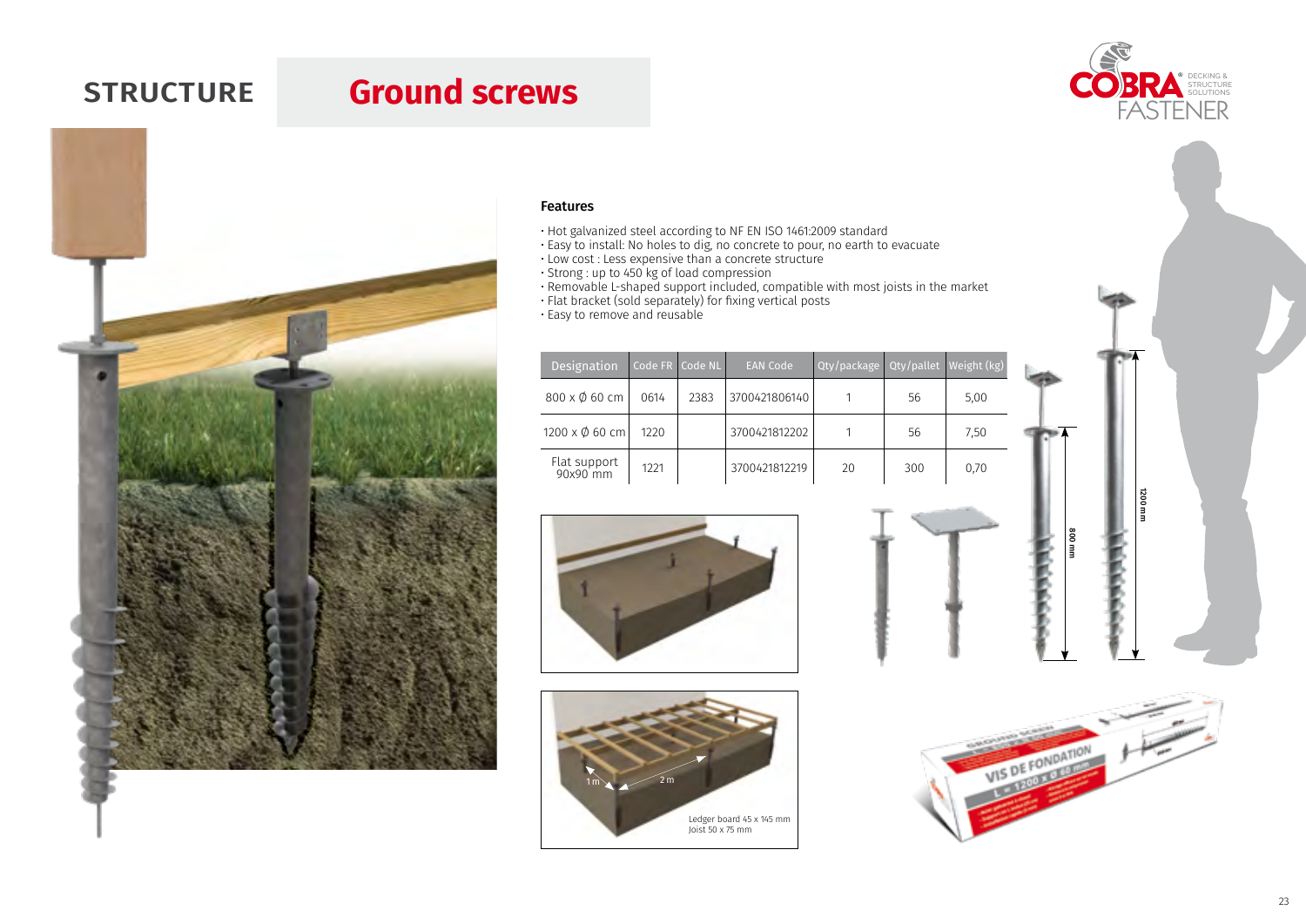# STRUCTURE

## Ground screws

### Features

- Hot galvanized steel according to NF EN ISO 1461:2009 standard
- Easy to install: No holes to dig, no concrete to pour, no earth to evacuate
- Low cost : Less expensive than a concrete structure
- Strong : up to 450 kg of load compression
- Removable L-shaped support included, compatible with most joists in the market
- Flat bracket (sold separately) for fixing vertical posts
- Easy to remove and reusable

| Designation | Code FR | Code NL | EAN Code | Qty/package | Qty/pallet | Weight (kg) |
|---|---|---|---|---|---|---|
| 800 x Ø 60 cm | 0614 | 2383 | 3700421806140 | 1 | 56 | 5,00 |
| 1200 x Ø 60 cm | 1220 | | 3700421812202 | 1 | 56 | 7,50 |
| Flat support 90x90 mm | 1221 | | 3700421812219 | 20 | 300 | 0,70 |

1 m

2 m

Ledger board 45 x 145 mm
Joist 50 x 75 mm

800 mm

1200 mm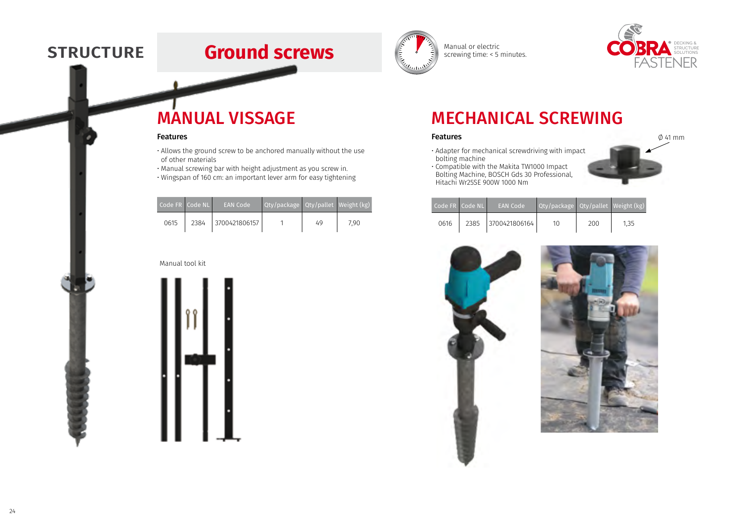# STRUCTURE

# Ground screws

Manual or electric screwing time: < 5 minutes.

## MANUAL VISSAGE

### Features

- Allows the ground screw to be anchored manually without the use of other materials
- Manual screwing bar with height adjustment as you screw in.
- Wingspan of 160 cm: an important lever arm for easy tightening

| Code FR | Code NL | EAN Code | Qty/package | Qty/pallet | Weight (kg) |
| --- | --- | --- | --- | --- | --- |
| 0615 | 2384 | 3700421806157 | 1 | 49 | 7,90 |

Manual tool kit

## MECHANICAL SCREWING

### Features

- Adapter for mechanical screwdriving with impact bolting machine
- Compatible with the Makita TW1000 Impact Bolting Machine, BOSCH Gds 30 Professional, Hitachi Wr25SE 900W 1000 Nm

Ø 41 mm

| Code FR | Code NL | EAN Code | Qty/package | Qty/pallet | Weight (kg) |
| --- | --- | --- | --- | --- | --- |
| 0616 | 2385 | 3700421806164 | 10 | 200 | 1,35 |